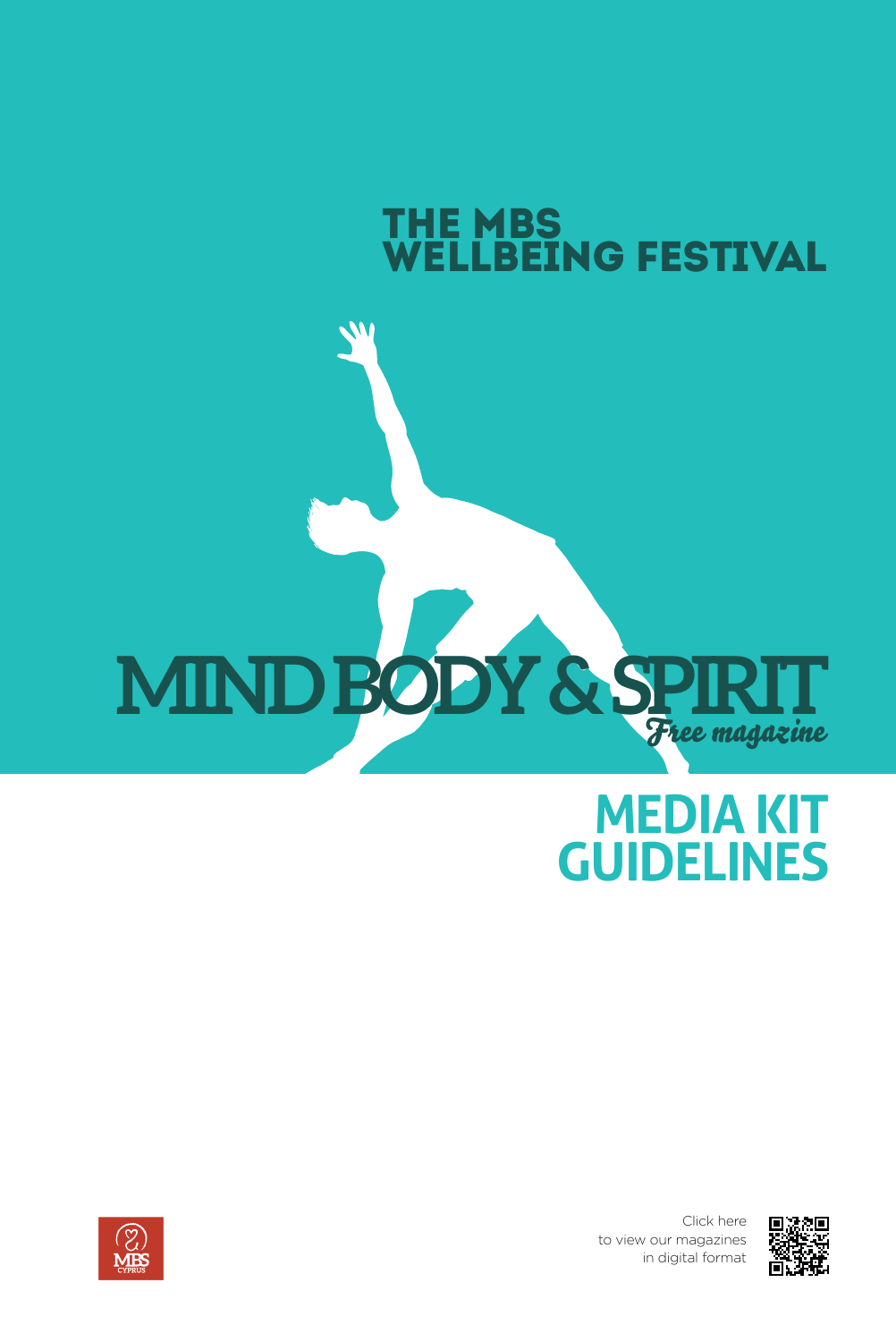# THE MBS WELLBEING FESTIVAL

# MIND BODY & SPIRIT

*Free magazine*

# MEDIA KIT GUIDELINES

MBS CYPRUS

Click here to view our magazines in digital format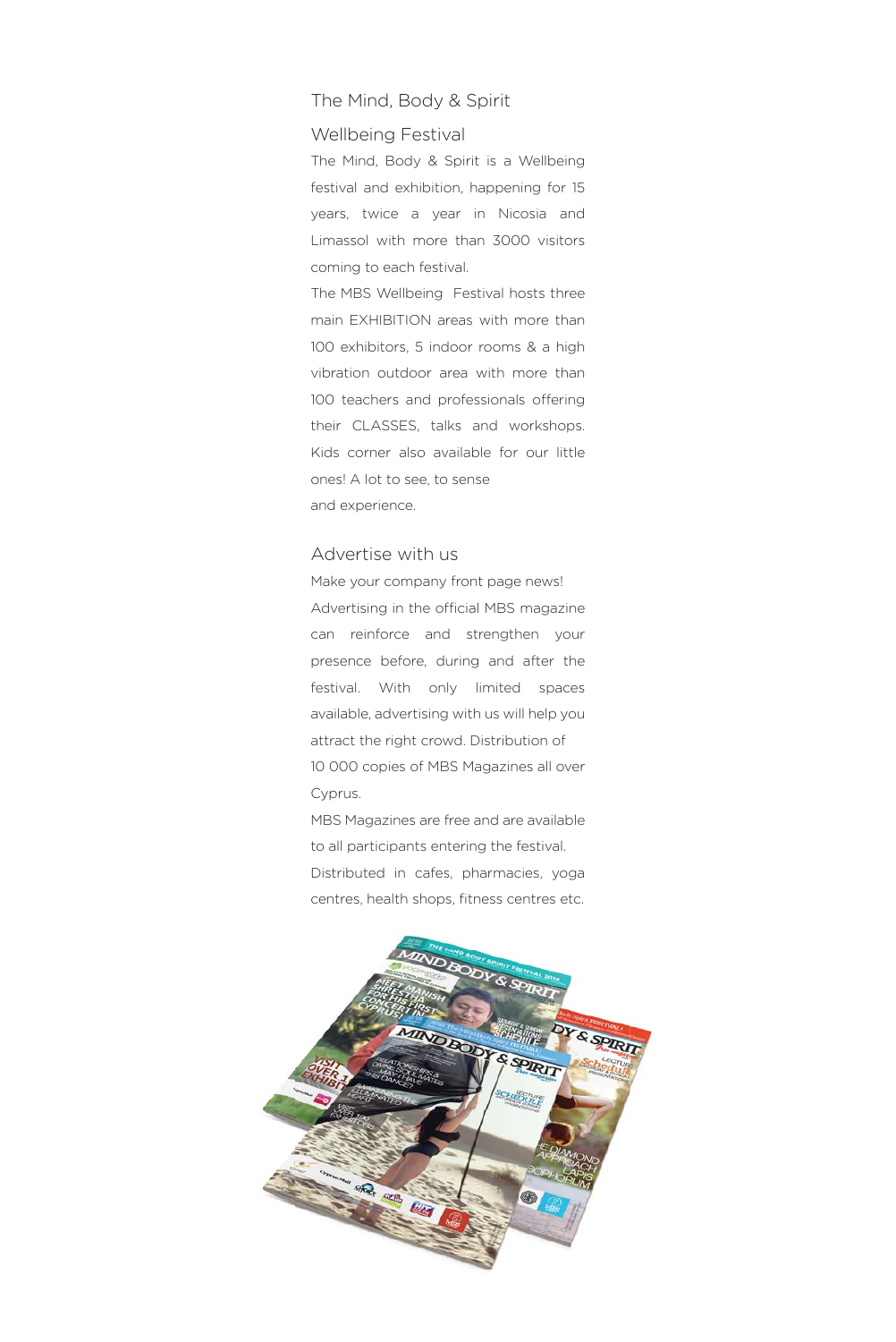## The Mind, Body & Spirit Wellbeing Festival

The Mind, Body & Spirit is a Wellbeing festival and exhibition, happening for 15 years, twice a year in Nicosia and Limassol with more than 3000 visitors coming to each festival.

The MBS Wellbeing Festival hosts three main EXHIBITION areas with more than 100 exhibitors, 5 indoor rooms & a high vibration outdoor area with more than 100 teachers and professionals offering their CLASSES, talks and workshops. Kids corner also available for our little ones! A lot to see, to sense and experience.

## Advertise with us

Make your company front page news! Advertising in the official MBS magazine can reinforce and strengthen your presence before, during and after the festival. With only limited spaces available, advertising with us will help you attract the right crowd. Distribution of 10 000 copies of MBS Magazines all over Cyprus.

MBS Magazines are free and are available to all participants entering the festival.

Distributed in cafes, pharmacies, yoga centres, health shops, fitness centres etc.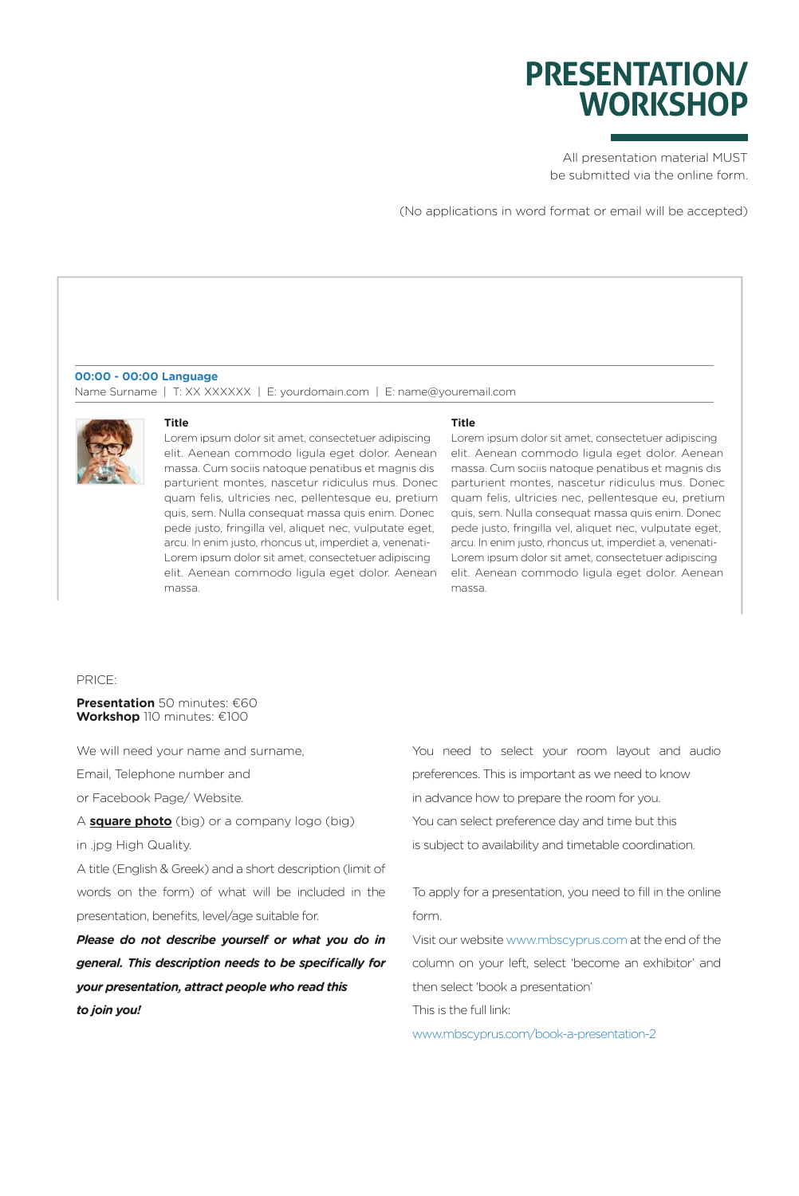# PRESENTATION/ WORKSHOP

All presentation material MUST be submitted via the online form.

(No applications in word format or email will be accepted)

**00:00 - 00:00 Language**

Name Surname | T: XX XXXXXX | E: yourdomain.com | E: name@youremail.com

**Title**

Lorem ipsum dolor sit amet, consectetuer adipiscing elit. Aenean commodo ligula eget dolor. Aenean massa. Cum sociis natoque penatibus et magnis dis parturient montes, nascetur ridiculus mus. Donec quam felis, ultricies nec, pellentesque eu, pretium quis, sem. Nulla consequat massa quis enim. Donec pede justo, fringilla vel, aliquet nec, vulputate eget, arcu. In enim justo, rhoncus ut, imperdiet a, venenati- Lorem ipsum dolor sit amet, consectetuer adipiscing elit. Aenean commodo ligula eget dolor. Aenean massa.

**Title**

Lorem ipsum dolor sit amet, consectetuer adipiscing elit. Aenean commodo ligula eget dolor. Aenean massa. Cum sociis natoque penatibus et magnis dis parturient montes, nascetur ridiculus mus. Donec quam felis, ultricies nec, pellentesque eu, pretium quis, sem. Nulla consequat massa quis enim. Donec pede justo, fringilla vel, aliquet nec, vulputate eget, arcu. In enim justo, rhoncus ut, imperdiet a, venenati- Lorem ipsum dolor sit amet, consectetuer adipiscing elit. Aenean commodo ligula eget dolor. Aenean massa.

PRICE:

**Presentation** 50 minutes: €60
**Workshop** 110 minutes: €100

We will need your name and surname, Email, Telephone number and or Facebook Page/ Website.

A **square photo** (big) or a company logo (big) in .jpg High Quality.

A title (English & Greek) and a short description (limit of words on the form) of what will be included in the presentation, benefits, level/age suitable for.

***Please do not describe yourself or what you do in general. This description needs to be specifically for your presentation, attract people who read this to join you!***

You need to select your room layout and audio preferences. This is important as we need to know in advance how to prepare the room for you. You can select preference day and time but this is subject to availability and timetable coordination.

To apply for a presentation, you need to fill in the online form.

Visit our website www.mbscyprus.com at the end of the column on your left, select 'become an exhibitor' and then select 'book a presentation'

This is the full link:

www.mbscyprus.com/book-a-presentation-2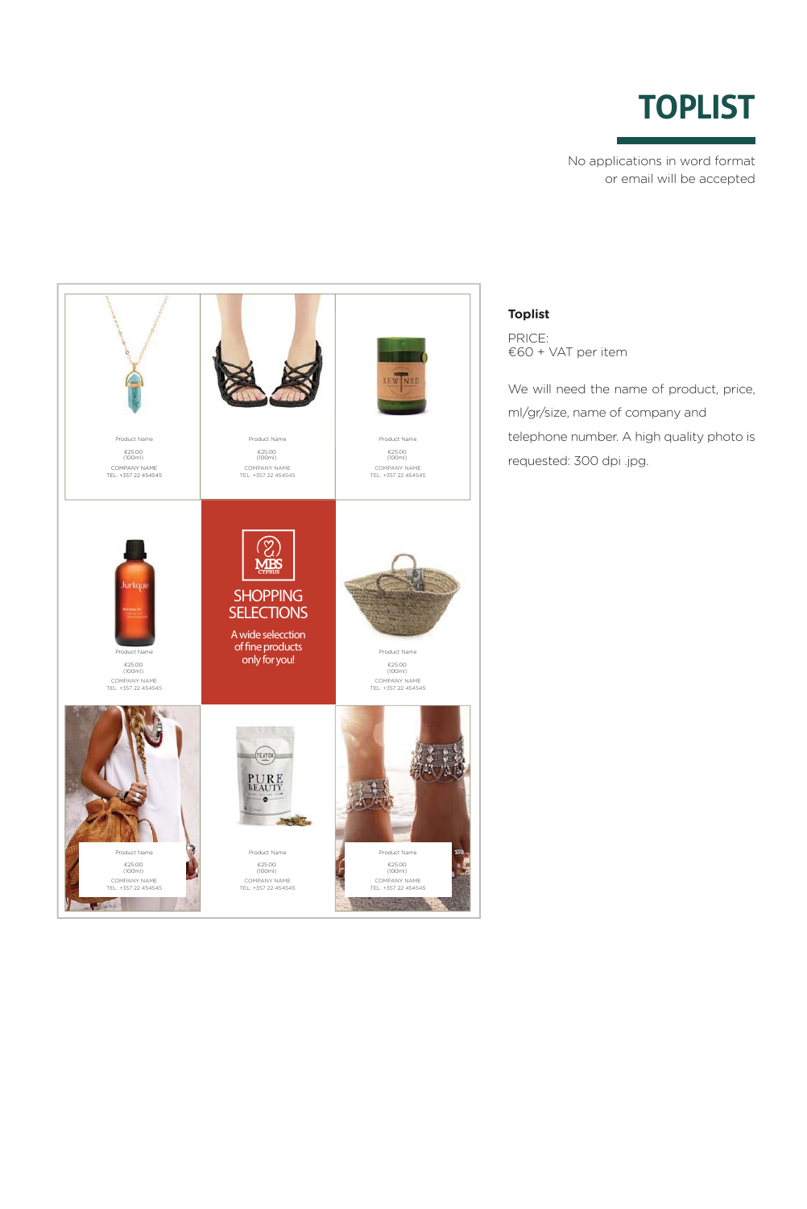# TOPLIST

No applications in word format or email will be accepted

Product Name

€25.00
(100ml)

COMPANY NAME
TEL: +357 22 454545

Product Name

€25.00
(100ml)

COMPANY NAME
TEL: +357 22 454545

Product Name

€25.00
(100ml)

COMPANY NAME
TEL: +357 22 454545

Product Name

€25.00
(100ml)

COMPANY NAME
TEL: +357 22 454545

MBS CYPRUS

SHOPPING SELECTIONS

A wide selecction of fine products only for you!

Product Name

€25.00
(100ml)

COMPANY NAME
TEL: +357 22 454545

Product Name

€25.00
(100ml)

COMPANY NAME
TEL: +357 22 454545

Product Name

€25.00
(100ml)

COMPANY NAME
TEL: +357 22 454545

Product Name

€25.00
(100ml)

COMPANY NAME
TEL: +357 22 454545

**Toplist**

PRICE:
€60 + VAT per item

We will need the name of product, price, ml/gr/size, name of company and telephone number. A high quality photo is requested: 300 dpi .jpg.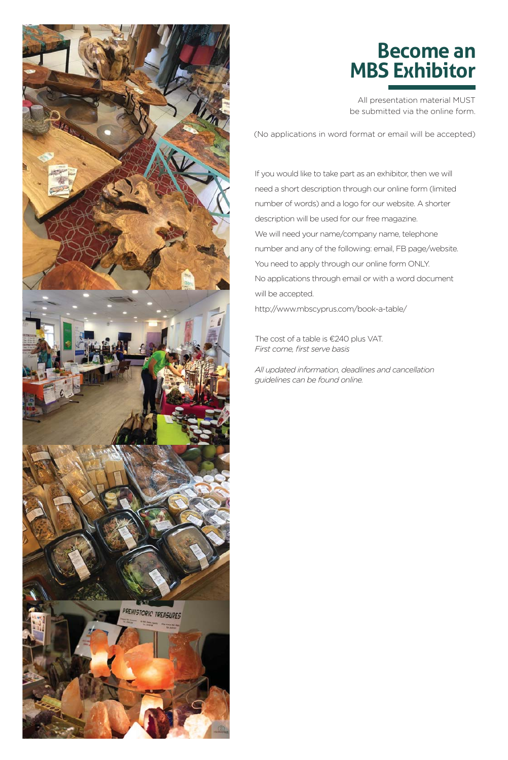# Become an MBS Exhibitor

All presentation material MUST be submitted via the online form.

(No applications in word format or email will be accepted)

If you would like to take part as an exhibitor, then we will need a short description through our online form (limited number of words) and a logo for our website. A shorter description will be used for our free magazine.

We will need your name/company name, telephone number and any of the following: email, FB page/website.

You need to apply through our online form ONLY.

No applications through email or with a word document will be accepted.

http://www.mbscyprus.com/book-a-table/

The cost of a table is €240 plus VAT.
*First come, first serve basis*

*All updated information, deadlines and cancellation guidelines can be found online.*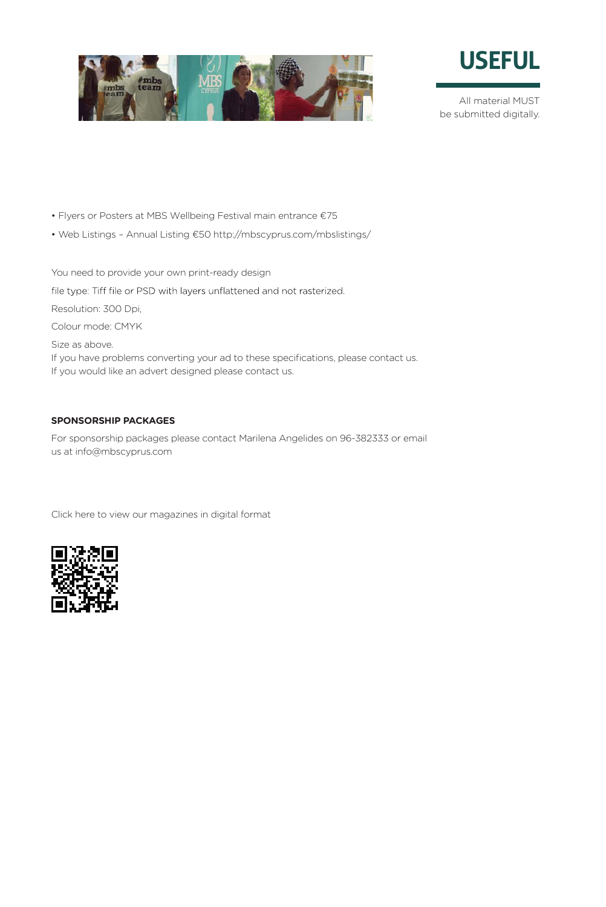# USEFUL

All material MUST
be submitted digitally.

- Flyers or Posters at MBS Wellbeing Festival main entrance €75
- Web Listings – Annual Listing €50 http://mbscyprus.com/mbslistings/

You need to provide your own print-ready design

file type: Tiff file or PSD with layers unflattened and not rasterized.

Resolution: 300 Dpi,

Colour mode: CMYK

Size as above.
If you have problems converting your ad to these specifications, please contact us.
If you would like an advert designed please contact us.

**SPONSORSHIP PACKAGES**

For sponsorship packages please contact Marilena Angelides on 96-382333 or email us at info@mbscyprus.com

Click here to view our magazines in digital format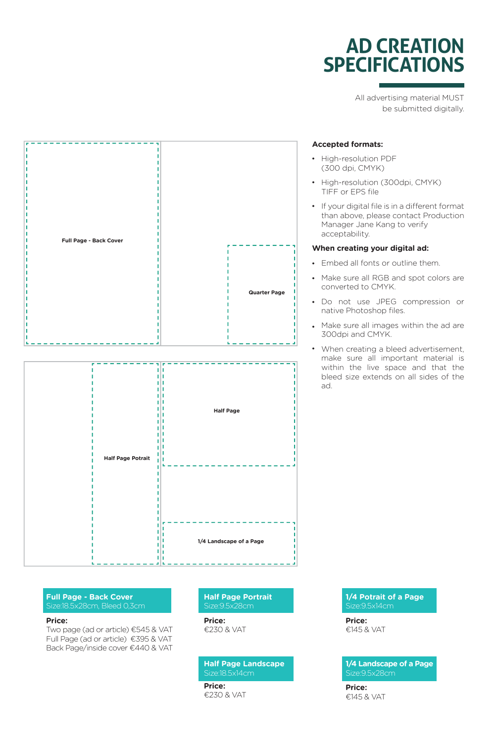# AD CREATION SPECIFICATIONS

All advertising material MUST be submitted digitally.

Full Page - Back Cover

Quarter Page

Half Page Potrait

Half Page

1/4 Landscape of a Page

**Accepted formats:**

- High-resolution PDF (300 dpi, CMYK)
- High-resolution (300dpi, CMYK) TIFF or EPS file
- If your digital file is in a different format than above, please contact Production Manager Jane Kang to verify acceptability.

**When creating your digital ad:**

- Embed all fonts or outline them.
- Make sure all RGB and spot colors are converted to CMYK.
- Do not use JPEG compression or native Photoshop files.
- Make sure all images within the ad are 300dpi and CMYK.
- When creating a bleed advertisement, make sure all important material is within the live space and that the bleed size extends on all sides of the ad.

**Full Page - Back Cover**
Size:18.5x28cm, Bleed 0,3cm

**Price:**
Two page (ad or article) €545 & VAT
Full Page (ad or article) €395 & VAT
Back Page/inside cover €440 & VAT

**Half Page Portrait**
Size:9.5x28cm

**Price:**
€230 & VAT

**Half Page Landscape**
Size:18.5x14cm

**Price:**
€230 & VAT

**1/4 Potrait of a Page**
Size:9.5x14cm

**Price:**
€145 & VAT

**1/4 Landscape of a Page**
Size:9.5x28cm

**Price:**
€145 & VAT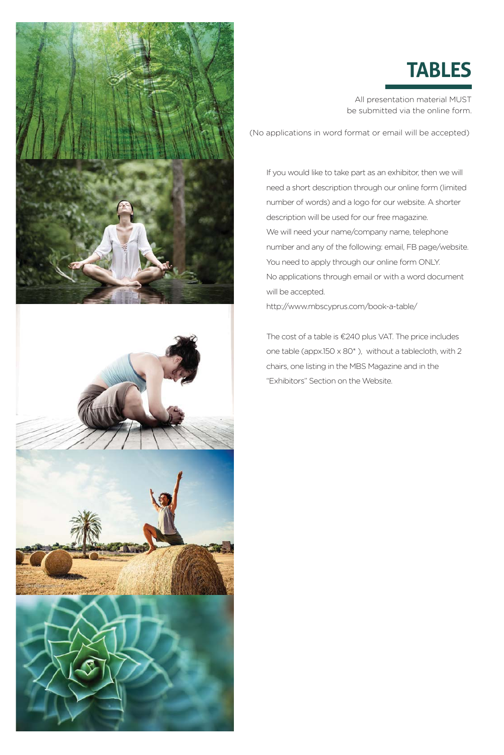# TABLES

All presentation material MUST be submitted via the online form.

(No applications in word format or email will be accepted)

If you would like to take part as an exhibitor, then we will need a short description through our online form (limited number of words) and a logo for our website. A shorter description will be used for our free magazine.
We will need your name/company name, telephone number and any of the following: email, FB page/website.
You need to apply through our online form ONLY.
No applications through email or with a word document will be accepted.
http://www.mbscyprus.com/book-a-table/

The cost of a table is €240 plus VAT. The price includes one table (appx.150 x 80* ), without a tablecloth, with 2 chairs, one listing in the MBS Magazine and in the "Exhibitors" Section on the Website.